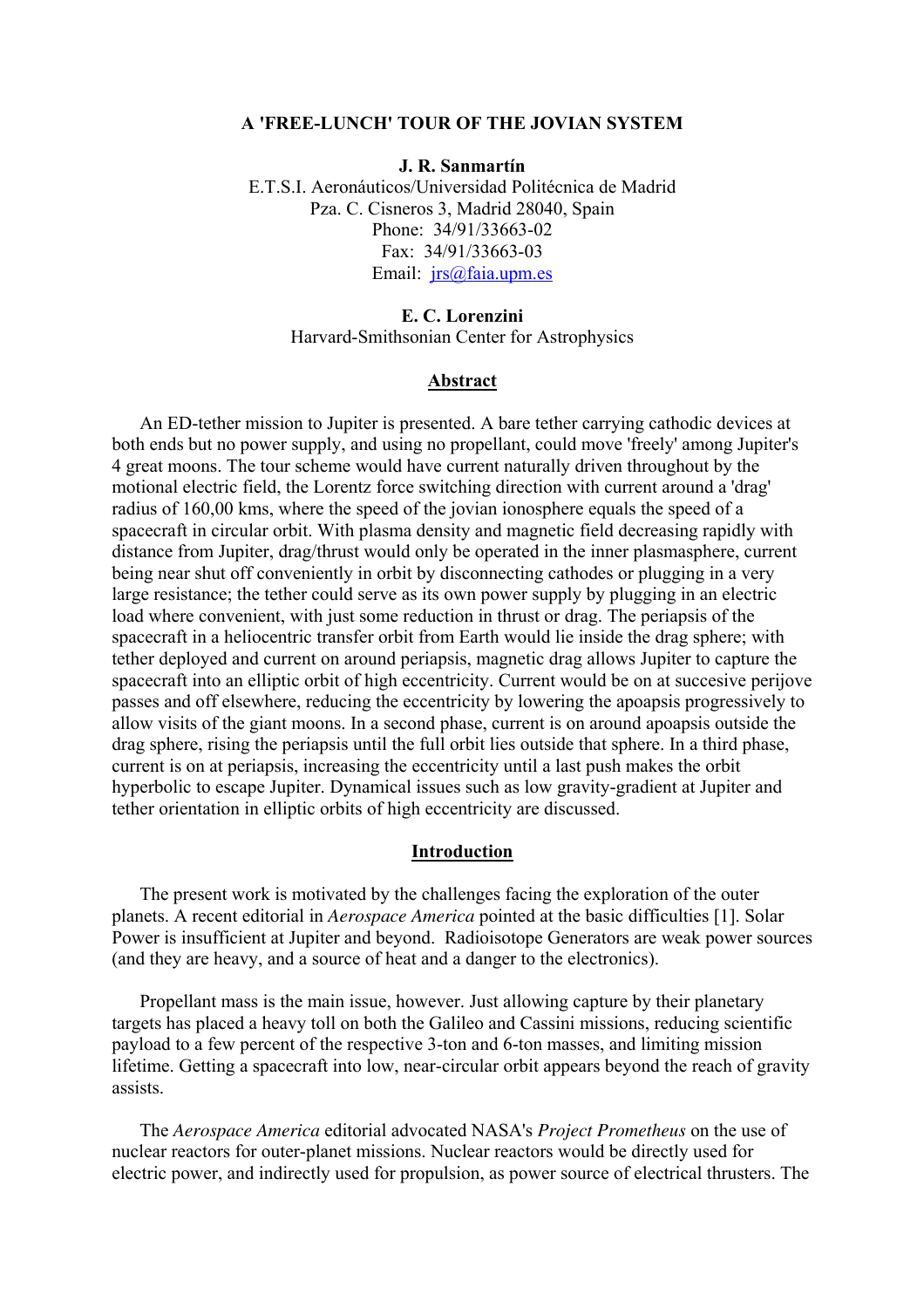# A 'FREE-LUNCH' TOUR OF THE JOVIAN SYSTEM

**J. R. Sanmartín**
E.T.S.I. Aeronáuticos/Universidad Politécnica de Madrid
Pza. C. Cisneros 3, Madrid 28040, Spain
Phone: 34/91/33663-02
Fax: 34/91/33663-03
Email: jrs@faia.upm.es

**E. C. Lorenzini**
Harvard-Smithsonian Center for Astrophysics

## Abstract

An ED-tether mission to Jupiter is presented. A bare tether carrying cathodic devices at both ends but no power supply, and using no propellant, could move 'freely' among Jupiter's 4 great moons. The tour scheme would have current naturally driven throughout by the motional electric field, the Lorentz force switching direction with current around a 'drag' radius of 160,00 kms, where the speed of the jovian ionosphere equals the speed of a spacecraft in circular orbit. With plasma density and magnetic field decreasing rapidly with distance from Jupiter, drag/thrust would only be operated in the inner plasmasphere, current being near shut off conveniently in orbit by disconnecting cathodes or plugging in a very large resistance; the tether could serve as its own power supply by plugging in an electric load where convenient, with just some reduction in thrust or drag. The periapsis of the spacecraft in a heliocentric transfer orbit from Earth would lie inside the drag sphere; with tether deployed and current on around periapsis, magnetic drag allows Jupiter to capture the spacecraft into an elliptic orbit of high eccentricity. Current would be on at succesive perijove passes and off elsewhere, reducing the eccentricity by lowering the apoapsis progressively to allow visits of the giant moons. In a second phase, current is on around apoapsis outside the drag sphere, rising the periapsis until the full orbit lies outside that sphere. In a third phase, current is on at periapsis, increasing the eccentricity until a last push makes the orbit hyperbolic to escape Jupiter. Dynamical issues such as low gravity-gradient at Jupiter and tether orientation in elliptic orbits of high eccentricity are discussed.

## Introduction

The present work is motivated by the challenges facing the exploration of the outer planets. A recent editorial in *Aerospace America* pointed at the basic difficulties [1]. Solar Power is insufficient at Jupiter and beyond. Radioisotope Generators are weak power sources (and they are heavy, and a source of heat and a danger to the electronics).

Propellant mass is the main issue, however. Just allowing capture by their planetary targets has placed a heavy toll on both the Galileo and Cassini missions, reducing scientific payload to a few percent of the respective 3-ton and 6-ton masses, and limiting mission lifetime. Getting a spacecraft into low, near-circular orbit appears beyond the reach of gravity assists.

The *Aerospace America* editorial advocated NASA's *Project Prometheus* on the use of nuclear reactors for outer-planet missions. Nuclear reactors would be directly used for electric power, and indirectly used for propulsion, as power source of electrical thrusters. The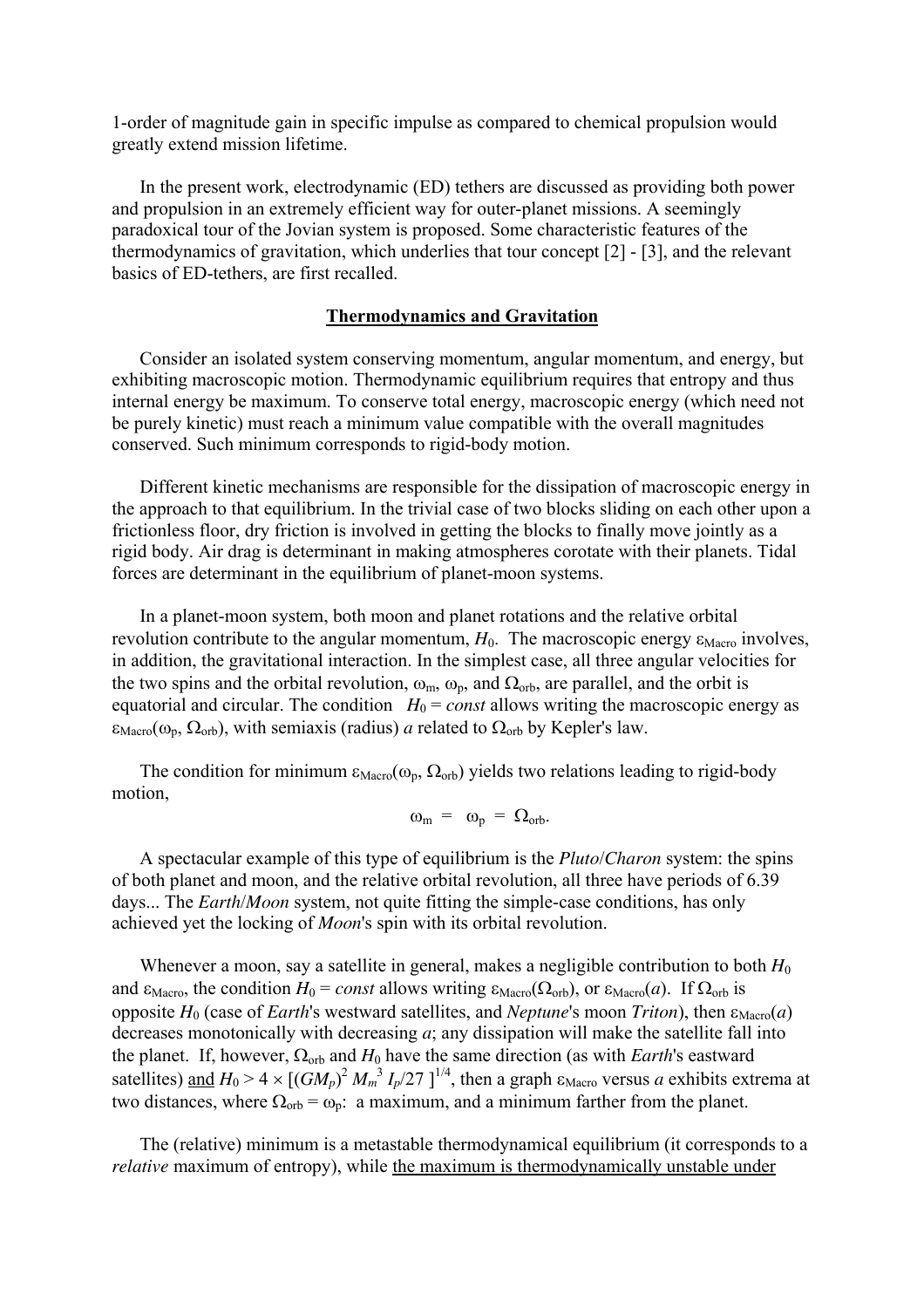1-order of magnitude gain in specific impulse as compared to chemical propulsion would greatly extend mission lifetime.

In the present work, electrodynamic (ED) tethers are discussed as providing both power and propulsion in an extremely efficient way for outer-planet missions. A seemingly paradoxical tour of the Jovian system is proposed. Some characteristic features of the thermodynamics of gravitation, which underlies that tour concept [2] - [3], and the relevant basics of ED-tethers, are first recalled.

## Thermodynamics and Gravitation

Consider an isolated system conserving momentum, angular momentum, and energy, but exhibiting macroscopic motion. Thermodynamic equilibrium requires that entropy and thus internal energy be maximum. To conserve total energy, macroscopic energy (which need not be purely kinetic) must reach a minimum value compatible with the overall magnitudes conserved. Such minimum corresponds to rigid-body motion.

Different kinetic mechanisms are responsible for the dissipation of macroscopic energy in the approach to that equilibrium. In the trivial case of two blocks sliding on each other upon a frictionless floor, dry friction is involved in getting the blocks to finally move jointly as a rigid body. Air drag is determinant in making atmospheres corotate with their planets. Tidal forces are determinant in the equilibrium of planet-moon systems.

In a planet-moon system, both moon and planet rotations and the relative orbital revolution contribute to the angular momentum, $H_0$. The macroscopic energy $\varepsilon_{Macro}$ involves, in addition, the gravitational interaction. In the simplest case, all three angular velocities for the two spins and the orbital revolution, $\omega_m$, $\omega_p$, and $\Omega_{orb}$, are parallel, and the orbit is equatorial and circular. The condition $H_0 = const$ allows writing the macroscopic energy as $\varepsilon_{Macro}(\omega_p, \Omega_{orb})$, with semiaxis (radius) $a$ related to $\Omega_{orb}$ by Kepler's law.

The condition for minimum $\varepsilon_{Macro}(\omega_p, \Omega_{orb})$ yields two relations leading to rigid-body motion,

$$\omega_m = \omega_p = \Omega_{orb}.$$

A spectacular example of this type of equilibrium is the *Pluto*/*Charon* system: the spins of both planet and moon, and the relative orbital revolution, all three have periods of 6.39 days... The *Earth*/*Moon* system, not quite fitting the simple-case conditions, has only achieved yet the locking of *Moon*'s spin with its orbital revolution.

Whenever a moon, say a satellite in general, makes a negligible contribution to both $H_0$ and $\varepsilon_{Macro}$, the condition $H_0 = const$ allows writing $\varepsilon_{Macro}(\Omega_{orb})$, or $\varepsilon_{Macro}(a)$. If $\Omega_{orb}$ is opposite $H_0$ (case of *Earth*'s westward satellites, and *Neptune*'s moon *Triton*), then $\varepsilon_{Macro}(a)$ decreases monotonically with decreasing $a$; any dissipation will make the satellite fall into the planet. If, however, $\Omega_{orb}$ and $H_0$ have the same direction (as with *Earth*'s eastward satellites) and $H_0 > 4 \times [(GM_p)^2 M_m^3 I_p/27]^{1/4}$, then a graph $\varepsilon_{Macro}$ versus $a$ exhibits extrema at two distances, where $\Omega_{orb} = \omega_p$: a maximum, and a minimum farther from the planet.

The (relative) minimum is a metastable thermodynamical equilibrium (it corresponds to a *relative* maximum of entropy), while the maximum is thermodynamically unstable under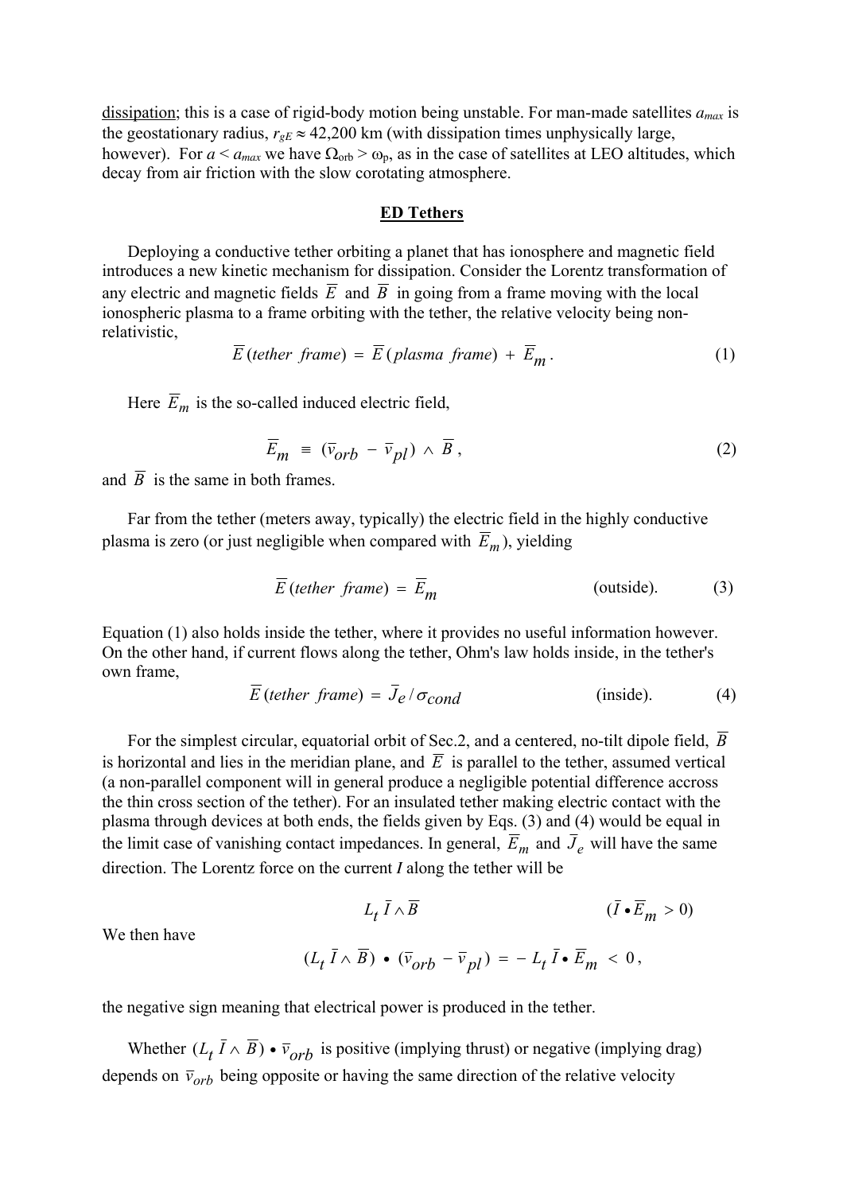dissipation; this is a case of rigid-body motion being unstable. For man-made satellites $a_{max}$ is the geostationary radius, $r_{gE} \approx 42{,}200$ km (with dissipation times unphysically large, however). For $a < a_{max}$ we have $\Omega_{orb} > \omega_p$, as in the case of satellites at LEO altitudes, which decay from air friction with the slow corotating atmosphere.

## ED Tethers

Deploying a conductive tether orbiting a planet that has ionosphere and magnetic field introduces a new kinetic mechanism for dissipation. Consider the Lorentz transformation of any electric and magnetic fields $\overline{E}$ and $\overline{B}$ in going from a frame moving with the local ionospheric plasma to a frame orbiting with the tether, the relative velocity being non-relativistic,

$$\overline{E}\,(tether\ \ frame) = \overline{E}\,(plasma\ \ frame) + \overline{E}_m . \tag{1}$$

Here $\overline{E}_m$ is the so-called induced electric field,

$$\overline{E}_m \equiv (\overline{v}_{orb} - \overline{v}_{pl}) \wedge \overline{B}\,, \tag{2}$$

and $\overline{B}$ is the same in both frames.

Far from the tether (meters away, typically) the electric field in the highly conductive plasma is zero (or just negligible when compared with $\overline{E}_m$), yielding

$$\overline{E}\,(tether\ \ frame) = \overline{E}_m \qquad \text{(outside).} \tag{3}$$

Equation (1) also holds inside the tether, where it provides no useful information however. On the other hand, if current flows along the tether, Ohm's law holds inside, in the tether's own frame,

$$\overline{E}\,(tether\ \ frame) = \overline{J}_e / \sigma_{cond} \qquad \text{(inside).} \tag{4}$$

For the simplest circular, equatorial orbit of Sec.2, and a centered, no-tilt dipole field, $\overline{B}$ is horizontal and lies in the meridian plane, and $\overline{E}$ is parallel to the tether, assumed vertical (a non-parallel component will in general produce a negligible potential difference accross the thin cross section of the tether). For an insulated tether making electric contact with the plasma through devices at both ends, the fields given by Eqs. (3) and (4) would be equal in the limit case of vanishing contact impedances. In general, $\overline{E}_m$ and $\overline{J}_e$ will have the same direction. The Lorentz force on the current $I$ along the tether will be

$$L_t\, \overline{I} \wedge \overline{B} \qquad (\overline{I} \bullet \overline{E}_m > 0)$$

We then have

$$(L_t\, \overline{I} \wedge \overline{B}) \bullet (\overline{v}_{orb} - \overline{v}_{pl}) = -\, L_t\, \overline{I} \bullet \overline{E}_m < 0\,,$$

the negative sign meaning that electrical power is produced in the tether.

Whether $(L_t\, \overline{I} \wedge \overline{B}) \bullet \overline{v}_{orb}$ is positive (implying thrust) or negative (implying drag) depends on $\overline{v}_{orb}$ being opposite or having the same direction of the relative velocity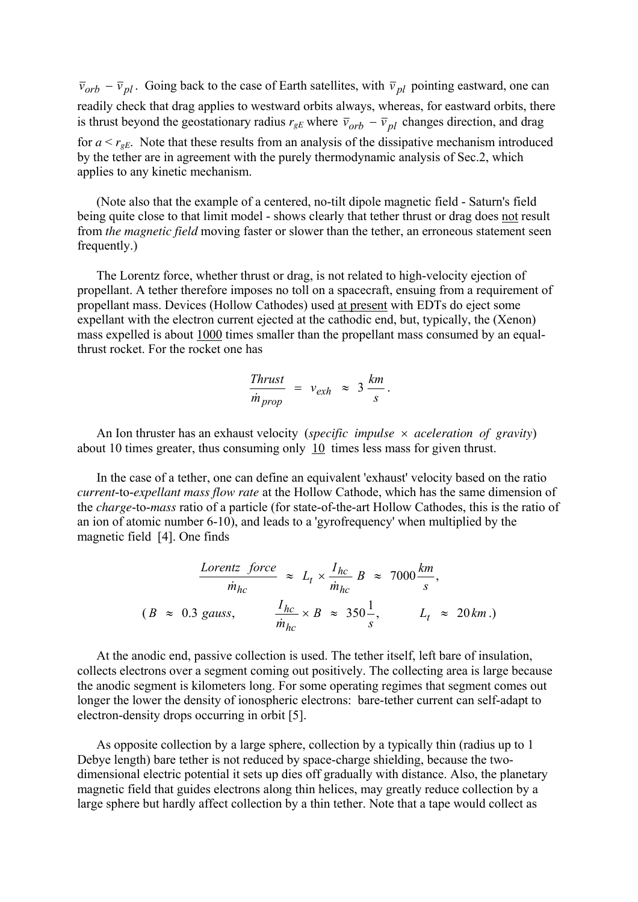$\bar{v}_{orb} - \bar{v}_{pl}$. Going back to the case of Earth satellites, with $\bar{v}_{pl}$ pointing eastward, one can readily check that drag applies to westward orbits always, whereas, for eastward orbits, there is thrust beyond the geostationary radius $r_{gE}$ where $\bar{v}_{orb} - \bar{v}_{pl}$ changes direction, and drag for $a < r_{gE}$. Note that these results from an analysis of the dissipative mechanism introduced by the tether are in agreement with the purely thermodynamic analysis of Sec.2, which applies to any kinetic mechanism.

(Note also that the example of a centered, no-tilt dipole magnetic field - Saturn's field being quite close to that limit model - shows clearly that tether thrust or drag does not result from *the magnetic field* moving faster or slower than the tether, an erroneous statement seen frequently.)

The Lorentz force, whether thrust or drag, is not related to high-velocity ejection of propellant. A tether therefore imposes no toll on a spacecraft, ensuing from a requirement of propellant mass. Devices (Hollow Cathodes) used at present with EDTs do eject some expellant with the electron current ejected at the cathodic end, but, typically, the (Xenon) mass expelled is about 1000 times smaller than the propellant mass consumed by an equal-thrust rocket. For the rocket one has

$$\frac{Thrust}{\dot{m}_{prop}} = v_{exh} \approx 3\,\frac{km}{s}.$$

An Ion thruster has an exhaust velocity (*specific impulse* $\times$ *aceleration of gravity*) about 10 times greater, thus consuming only 10 times less mass for given thrust.

In the case of a tether, one can define an equivalent 'exhaust' velocity based on the ratio *current*-to-*expellant mass flow rate* at the Hollow Cathode, which has the same dimension of the *charge*-to-*mass* ratio of a particle (for state-of-the-art Hollow Cathodes, this is the ratio of an ion of atomic number 6-10), and leads to a 'gyrofrequency' when multiplied by the magnetic field [4]. One finds

$$\frac{Lorentz\ \ force}{\dot{m}_{hc}} \approx L_t \times \frac{I_{hc}}{\dot{m}_{hc}}\,B \approx 7000\,\frac{km}{s},$$

$$(B \approx 0.3\ gauss, \qquad \frac{I_{hc}}{\dot{m}_{hc}} \times B \approx 350\,\frac{1}{s}, \qquad L_t \approx 20\,km\,.)$$

At the anodic end, passive collection is used. The tether itself, left bare of insulation, collects electrons over a segment coming out positively. The collecting area is large because the anodic segment is kilometers long. For some operating regimes that segment comes out longer the lower the density of ionospheric electrons: bare-tether current can self-adapt to electron-density drops occurring in orbit [5].

As opposite collection by a large sphere, collection by a typically thin (radius up to 1 Debye length) bare tether is not reduced by space-charge shielding, because the two-dimensional electric potential it sets up dies off gradually with distance. Also, the planetary magnetic field that guides electrons along thin helices, may greatly reduce collection by a large sphere but hardly affect collection by a thin tether. Note that a tape would collect as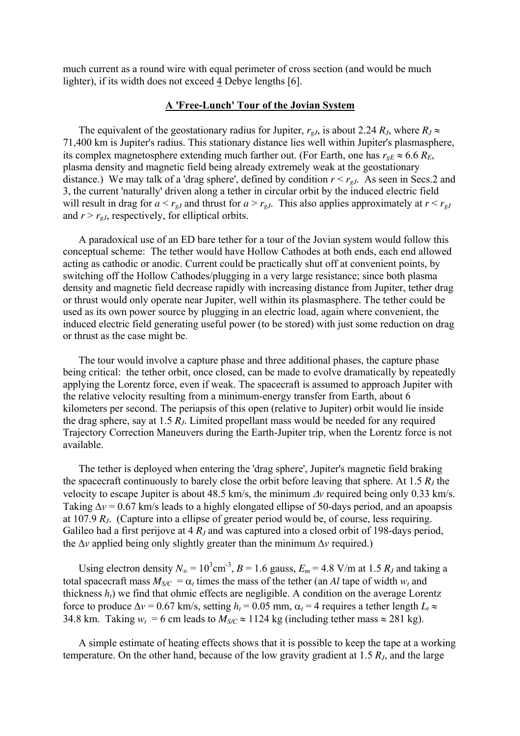much current as a round wire with equal perimeter of cross section (and would be much lighter), if its width does not exceed 4 Debye lengths [6].

## A 'Free-Lunch' Tour of the Jovian System

The equivalent of the geostationary radius for Jupiter, $r_{gJ}$, is about 2.24 $R_J$, where $R_J \approx$ 71,400 km is Jupiter's radius. This stationary distance lies well within Jupiter's plasmasphere, its complex magnetosphere extending much farther out. (For Earth, one has $r_{gE} \approx 6.6\ R_E$, plasma density and magnetic field being already extremely weak at the geostationary distance.) We may talk of a 'drag sphere', defined by condition $r < r_{gJ}$. As seen in Secs.2 and 3, the current 'naturally' driven along a tether in circular orbit by the induced electric field will result in drag for $a < r_{gJ}$ and thrust for $a > r_{gJ}$. This also applies approximately at $r < r_{gJ}$ and $r > r_{gJ}$, respectively, for elliptical orbits.

A paradoxical use of an ED bare tether for a tour of the Jovian system would follow this conceptual scheme: The tether would have Hollow Cathodes at both ends, each end allowed acting as cathodic or anodic. Current could be practically shut off at convenient points, by switching off the Hollow Cathodes/plugging in a very large resistance; since both plasma density and magnetic field decrease rapidly with increasing distance from Jupiter, tether drag or thrust would only operate near Jupiter, well within its plasmasphere. The tether could be used as its own power source by plugging in an electric load, again where convenient, the induced electric field generating useful power (to be stored) with just some reduction on drag or thrust as the case might be.

The tour would involve a capture phase and three additional phases, the capture phase being critical: the tether orbit, once closed, can be made to evolve dramatically by repeatedly applying the Lorentz force, even if weak. The spacecraft is assumed to approach Jupiter with the relative velocity resulting from a minimum-energy transfer from Earth, about 6 kilometers per second. The periapsis of this open (relative to Jupiter) orbit would lie inside the drag sphere, say at 1.5 $R_J$. Limited propellant mass would be needed for any required Trajectory Correction Maneuvers during the Earth-Jupiter trip, when the Lorentz force is not available.

The tether is deployed when entering the 'drag sphere', Jupiter's magnetic field braking the spacecraft continuously to barely close the orbit before leaving that sphere. At 1.5 $R_J$ the velocity to escape Jupiter is about 48.5 km/s, the minimum $\Delta v$ required being only 0.33 km/s. Taking $\Delta v$ = 0.67 km/s leads to a highly elongated ellipse of 50-days period, and an apoapsis at 107.9 $R_J$. (Capture into a ellipse of greater period would be, of course, less requiring. Galileo had a first perijove at 4 $R_J$ and was captured into a closed orbit of 198-days period, the $\Delta v$ applied being only slightly greater than the minimum $\Delta v$ required.)

Using electron density $N_\infty = 10^3$ cm$^{-3}$, $B$ = 1.6 gauss, $E_m$ = 4.8 V/m at 1.5 $R_J$ and taking a total spacecraft mass $M_{S/C} = \alpha_t$ times the mass of the tether (an *Al* tape of width $w_t$ and thickness $h_t$) we find that ohmic effects are negligible. A condition on the average Lorentz force to produce $\Delta v$ = 0.67 km/s, setting $h_t$ = 0.05 mm, $\alpha_t$ = 4 requires a tether length $L_t \approx$ 34.8 km. Taking $w_t$ = 6 cm leads to $M_{S/C} \approx$ 1124 kg (including tether mass $\approx$ 281 kg).

A simple estimate of heating effects shows that it is possible to keep the tape at a working temperature. On the other hand, because of the low gravity gradient at 1.5 $R_J$, and the large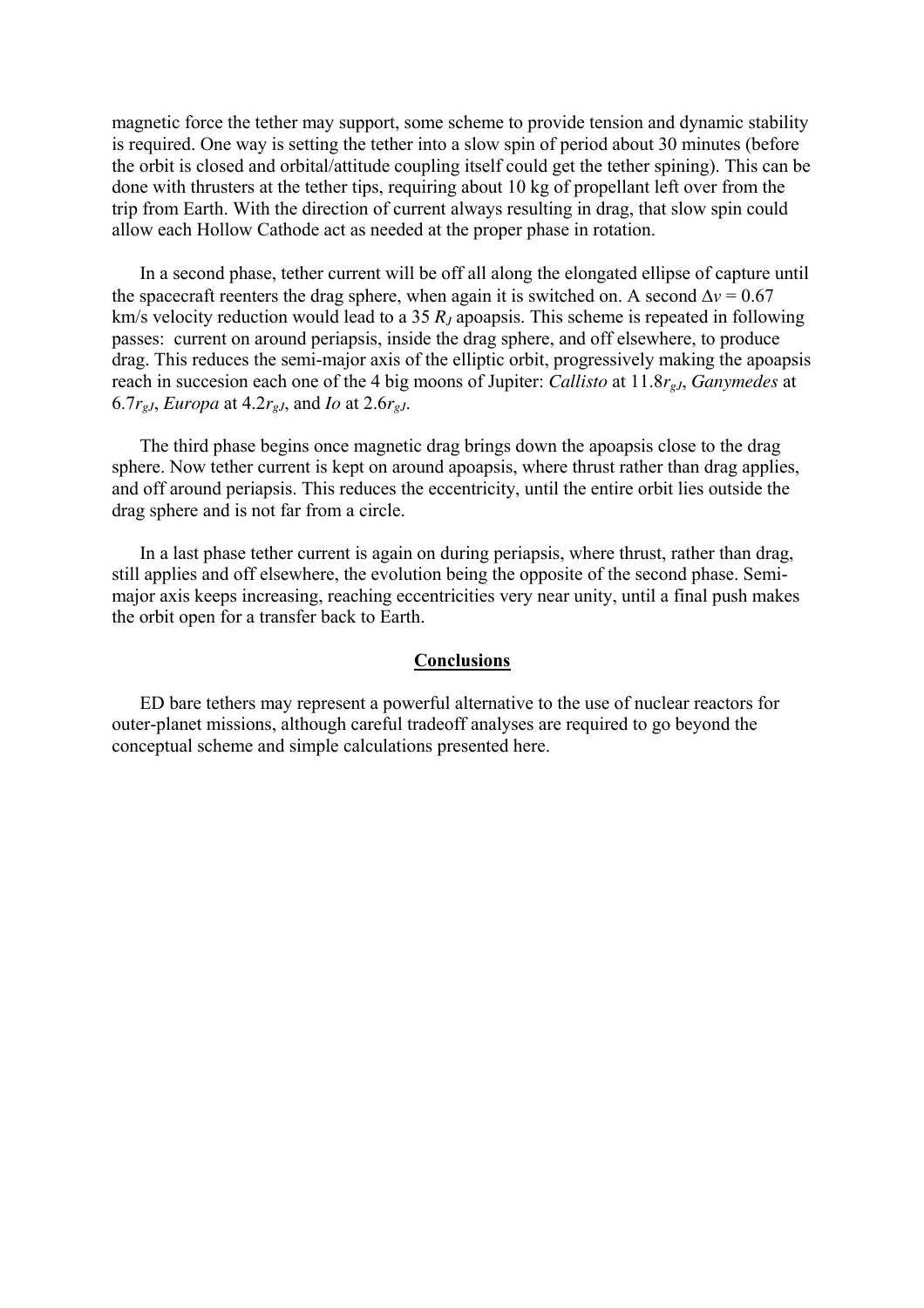magnetic force the tether may support, some scheme to provide tension and dynamic stability is required. One way is setting the tether into a slow spin of period about 30 minutes (before the orbit is closed and orbital/attitude coupling itself could get the tether spining). This can be done with thrusters at the tether tips, requiring about 10 kg of propellant left over from the trip from Earth. With the direction of current always resulting in drag, that slow spin could allow each Hollow Cathode act as needed at the proper phase in rotation.

In a second phase, tether current will be off all along the elongated ellipse of capture until the spacecraft reenters the drag sphere, when again it is switched on. A second $\Delta v = 0.67$ km/s velocity reduction would lead to a 35 $R_J$ apoapsis. This scheme is repeated in following passes: current on around periapsis, inside the drag sphere, and off elsewhere, to produce drag. This reduces the semi-major axis of the elliptic orbit, progressively making the apoapsis reach in succesion each one of the 4 big moons of Jupiter: *Callisto* at $11.8r_{gJ}$, *Ganymedes* at $6.7r_{gJ}$, *Europa* at $4.2r_{gJ}$, and *Io* at $2.6r_{gJ}$.

The third phase begins once magnetic drag brings down the apoapsis close to the drag sphere. Now tether current is kept on around apoapsis, where thrust rather than drag applies, and off around periapsis. This reduces the eccentricity, until the entire orbit lies outside the drag sphere and is not far from a circle.

In a last phase tether current is again on during periapsis, where thrust, rather than drag, still applies and off elsewhere, the evolution being the opposite of the second phase. Semi-major axis keeps increasing, reaching eccentricities very near unity, until a final push makes the orbit open for a transfer back to Earth.

## Conclusions

ED bare tethers may represent a powerful alternative to the use of nuclear reactors for outer-planet missions, although careful tradeoff analyses are required to go beyond the conceptual scheme and simple calculations presented here.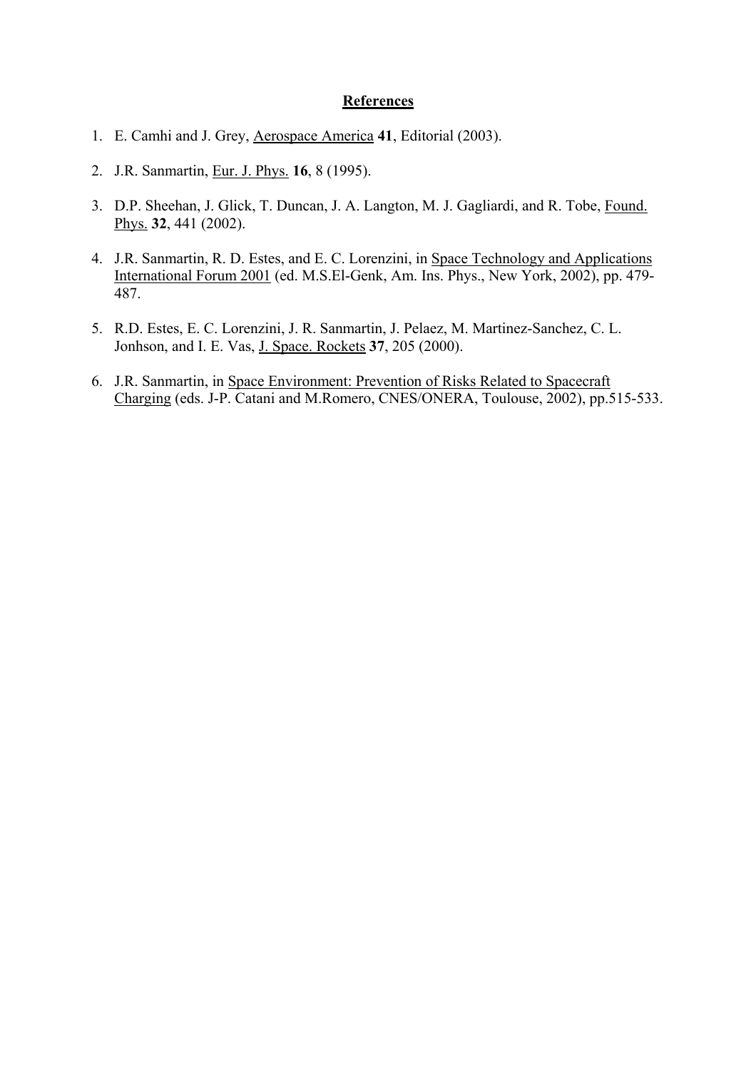## References

1. E. Camhi and J. Grey, Aerospace America **41**, Editorial (2003).

2. J.R. Sanmartin, Eur. J. Phys. **16**, 8 (1995).

3. D.P. Sheehan, J. Glick, T. Duncan, J. A. Langton, M. J. Gagliardi, and R. Tobe, Found. Phys. **32**, 441 (2002).

4. J.R. Sanmartin, R. D. Estes, and E. C. Lorenzini, in Space Technology and Applications International Forum 2001 (ed. M.S.El-Genk, Am. Ins. Phys., New York, 2002), pp. 479-487.

5. R.D. Estes, E. C. Lorenzini, J. R. Sanmartin, J. Pelaez, M. Martinez-Sanchez, C. L. Jonhson, and I. E. Vas, J. Space. Rockets **37**, 205 (2000).

6. J.R. Sanmartin, in Space Environment: Prevention of Risks Related to Spacecraft Charging (eds. J-P. Catani and M.Romero, CNES/ONERA, Toulouse, 2002), pp.515-533.